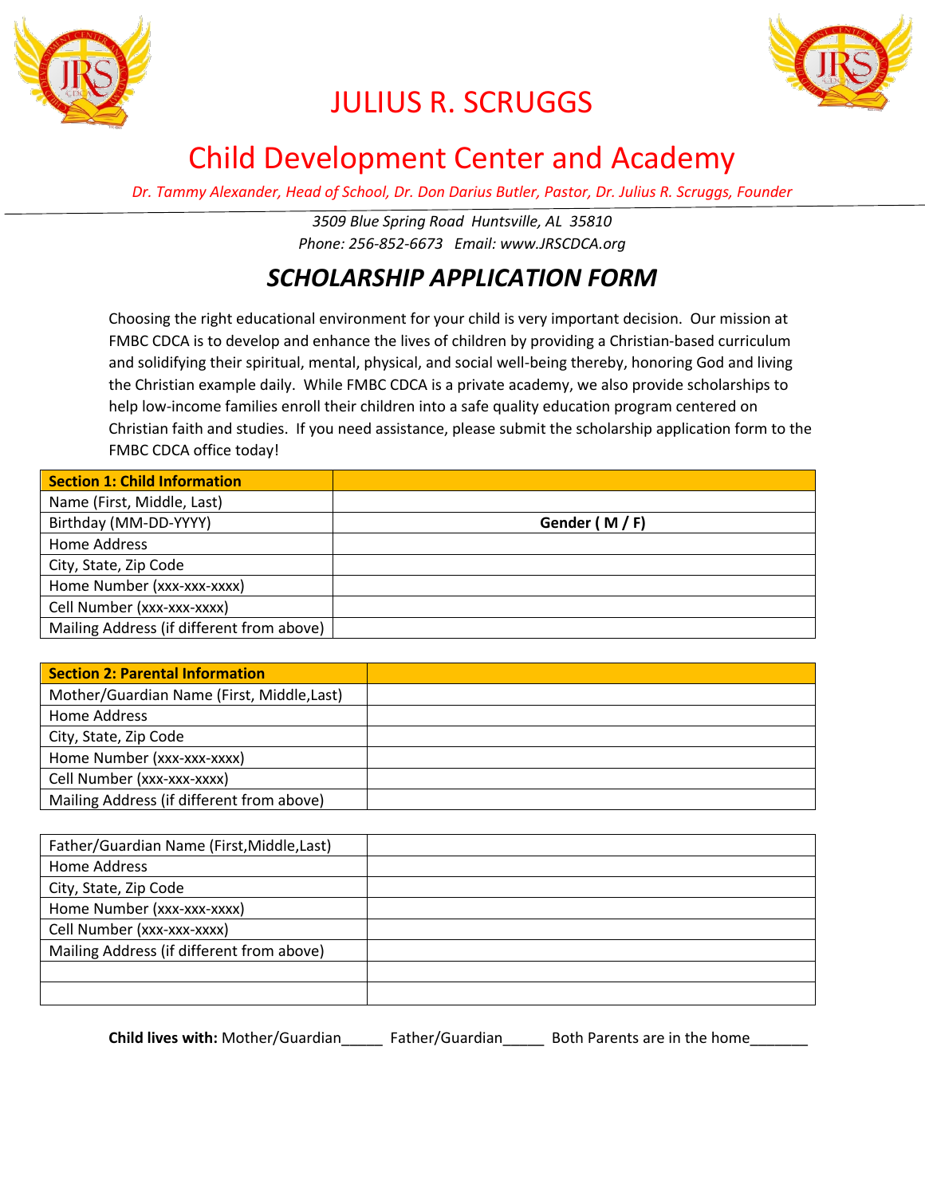# JULIUS R. SCRUGGS

## Child Development Center and Academy

*Dr. Tammy Alexander, Head of School, Dr. Don Darius Butler, Pastor, Dr. Julius R. Scruggs, Founder*

*3509 Blue Spring Road Huntsville, AL 35810*
*Phone: 256-852-6673 Email: www.JRSCDCA.org*

## *SCHOLARSHIP APPLICATION FORM*

Choosing the right educational environment for your child is very important decision. Our mission at FMBC CDCA is to develop and enhance the lives of children by providing a Christian-based curriculum and solidifying their spiritual, mental, physical, and social well-being thereby, honoring God and living the Christian example daily. While FMBC CDCA is a private academy, we also provide scholarships to help low-income families enroll their children into a safe quality education program centered on Christian faith and studies. If you need assistance, please submit the scholarship application form to the FMBC CDCA office today!

| **Section 1: Child Information** | |
|---|---|
| Name (First, Middle, Last) | |
| Birthday (MM-DD-YYYY) | **Gender ( M / F)** |
| Home Address | |
| City, State, Zip Code | |
| Home Number (xxx-xxx-xxxx) | |
| Cell Number (xxx-xxx-xxxx) | |
| Mailing Address (if different from above) | |

| **Section 2: Parental Information** | |
|---|---|
| Mother/Guardian Name (First, Middle,Last) | |
| Home Address | |
| City, State, Zip Code | |
| Home Number (xxx-xxx-xxxx) | |
| Cell Number (xxx-xxx-xxxx) | |
| Mailing Address (if different from above) | |

| Father/Guardian Name (First,Middle,Last) | |
|---|---|
| Home Address | |
| City, State, Zip Code | |
| Home Number (xxx-xxx-xxxx) | |
| Cell Number (xxx-xxx-xxxx) | |
| Mailing Address (if different from above) | |
| | |
| | |

**Child lives with:** Mother/Guardian_____ Father/Guardian_____ Both Parents are in the home_______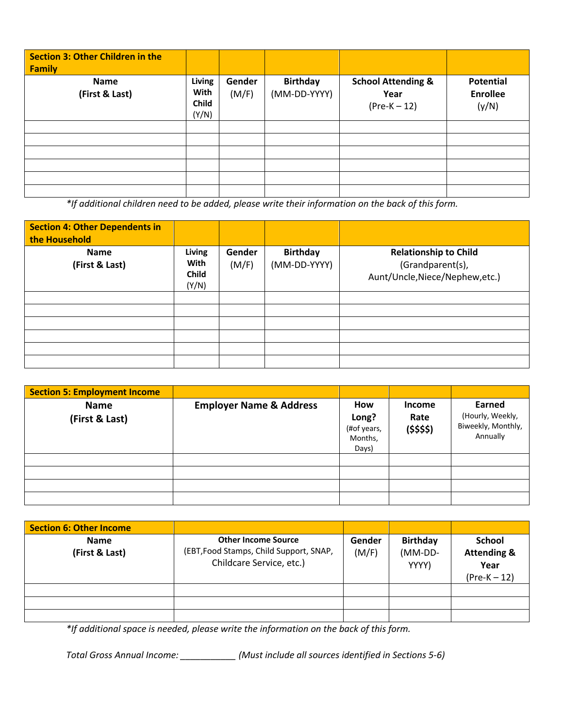| Section 3: Other Children in the Family | | | | | |
|---|---|---|---|---|---|
| **Name** (First & Last) | **Living With Child** (Y/N) | **Gender** (M/F) | **Birthday** (MM-DD-YYYY) | **School Attending & Year** (Pre-K – 12) | **Potential Enrollee** (y/N) |
| | | | | | |
| | | | | | |
| | | | | | |
| | | | | | |
| | | | | | |
| | | | | | |

*\*If additional children need to be added, please write their information on the back of this form.*

| Section 4: Other Dependents in the Household | | | | |
|---|---|---|---|---|
| **Name** (First & Last) | **Living With Child** (Y/N) | **Gender** (M/F) | **Birthday** (MM-DD-YYYY) | **Relationship to Child** (Grandparent(s), Aunt/Uncle,Niece/Nephew,etc.) |
| | | | | |
| | | | | |
| | | | | |
| | | | | |
| | | | | |
| | | | | |

| Section 5: Employment Income | | | | |
|---|---|---|---|---|
| **Name** (First & Last) | **Employer Name & Address** | **How Long?** (#of years, Months, Days) | **Income Rate** ($$$$) | **Earned** (Hourly, Weekly, Biweekly, Monthly, Annually |
| | | | | |
| | | | | |
| | | | | |
| | | | | |

| Section 6: Other Income | | | | |
|---|---|---|---|---|
| **Name** (First & Last) | **Other Income Source** (EBT,Food Stamps, Child Support, SNAP, Childcare Service, etc.) | **Gender** (M/F) | **Birthday** (MM-DD-YYYY) | **School Attending & Year** (Pre-K – 12) |
| | | | | |
| | | | | |
| | | | | |

*\*If additional space is needed, please write the information on the back of this form.*

*Total Gross Annual Income: ___________ (Must include all sources identified in Sections 5-6)*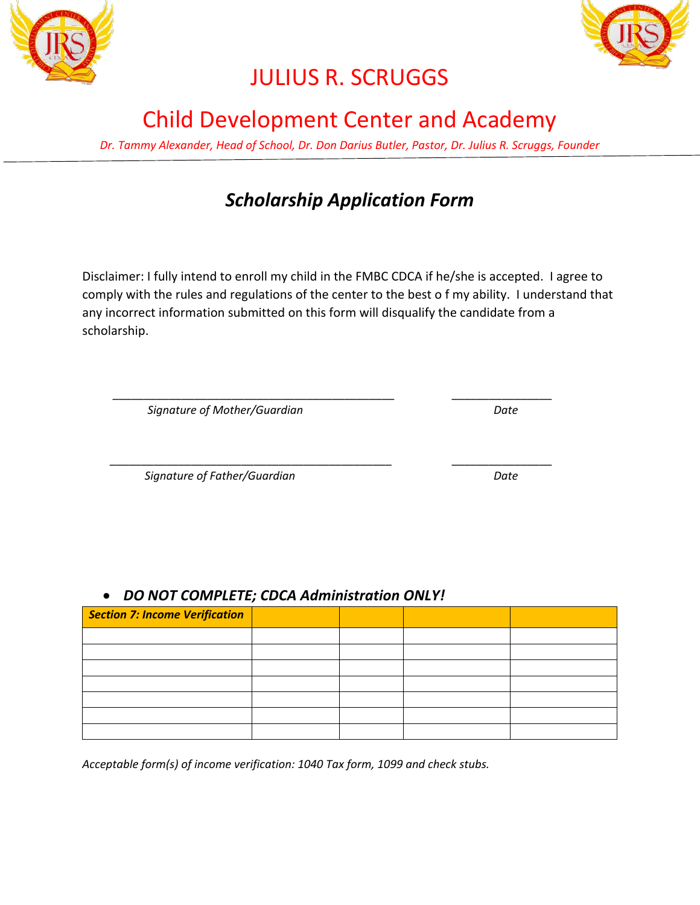# JULIUS R. SCRUGGS

## Child Development Center and Academy

*Dr. Tammy Alexander, Head of School, Dr. Don Darius Butler, Pastor, Dr. Julius R. Scruggs, Founder*

---

### *Scholarship Application Form*

Disclaimer: I fully intend to enroll my child in the FMBC CDCA if he/she is accepted. I agree to comply with the rules and regulations of the center to the best o f my ability. I understand that any incorrect information submitted on this form will disqualify the candidate from a scholarship.

_____________________________________________ ________________

*Signature of Mother/Guardian* *Date*

_____________________________________________ ________________

*Signature of Father/Guardian* *Date*

- ***DO NOT COMPLETE; CDCA Administration ONLY!***

| ***Section 7: Income Verification*** | | | | |
|---|---|---|---|---|
| | | | | |
| | | | | |
| | | | | |
| | | | | |
| | | | | |
| | | | | |
| | | | | |

*Acceptable form(s) of income verification: 1040 Tax form, 1099 and check stubs.*